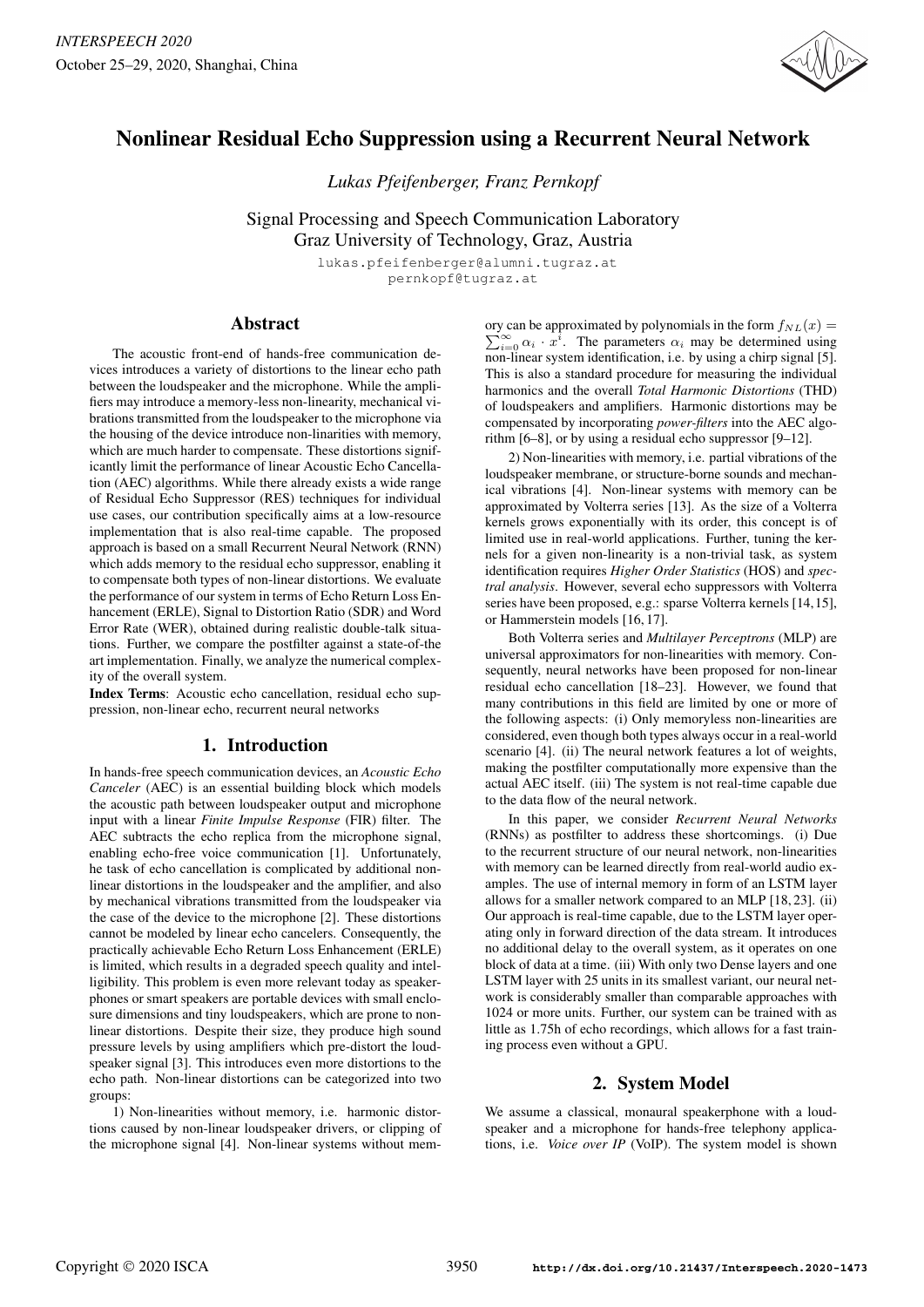# Nonlinear Residual Echo Suppression using a Recurrent Neural Network

*Lukas Pfeifenberger, Franz Pernkopf*

Signal Processing and Speech Communication Laboratory
Graz University of Technology, Graz, Austria

lukas.pfeifenberger@alumni.tugraz.at
pernkopf@tugraz.at

## Abstract

The acoustic front-end of hands-free communication devices introduces a variety of distortions to the linear echo path between the loudspeaker and the microphone. While the amplifiers may introduce a memory-less non-linearity, mechanical vibrations transmitted from the loudspeaker to the microphone via the housing of the device introduce non-linarities with memory, which are much harder to compensate. These distortions significantly limit the performance of linear Acoustic Echo Cancellation (AEC) algorithms. While there already exists a wide range of Residual Echo Suppressor (RES) techniques for individual use cases, our contribution specifically aims at a low-resource implementation that is also real-time capable. The proposed approach is based on a small Recurrent Neural Network (RNN) which adds memory to the residual echo suppressor, enabling it to compensate both types of non-linear distortions. We evaluate the performance of our system in terms of Echo Return Loss Enhancement (ERLE), Signal to Distortion Ratio (SDR) and Word Error Rate (WER), obtained during realistic double-talk situations. Further, we compare the postfilter against a state-of-the art implementation. Finally, we analyze the numerical complexity of the overall system.

**Index Terms**: Acoustic echo cancellation, residual echo suppression, non-linear echo, recurrent neural networks

## 1. Introduction

In hands-free speech communication devices, an *Acoustic Echo Canceler* (AEC) is an essential building block which models the acoustic path between loudspeaker output and microphone input with a linear *Finite Impulse Response* (FIR) filter. The AEC subtracts the echo replica from the microphone signal, enabling echo-free voice communication [1]. Unfortunately, he task of echo cancellation is complicated by additional non-linear distortions in the loudspeaker and the amplifier, and also by mechanical vibrations transmitted from the loudspeaker via the case of the device to the microphone [2]. These distortions cannot be modeled by linear echo cancelers. Consequently, the practically achievable Echo Return Loss Enhancement (ERLE) is limited, which results in a degraded speech quality and intelligibility. This problem is even more relevant today as speakerphones or smart speakers are portable devices with small enclosure dimensions and tiny loudspeakers, which are prone to non-linear distortions. Despite their size, they produce high sound pressure levels by using amplifiers which pre-distort the loudspeaker signal [3]. This introduces even more distortions to the echo path. Non-linear distortions can be categorized into two groups:

1) Non-linearities without memory, i.e. harmonic distortions caused by non-linear loudspeaker drivers, or clipping of the microphone signal [4]. Non-linear systems without memory can be approximated by polynomials in the form $f_{NL}(x) = \sum_{i=0}^{\infty} \alpha_i \cdot x^i$. The parameters $\alpha_i$ may be determined using non-linear system identification, i.e. by using a chirp signal [5]. This is also a standard procedure for measuring the individual harmonics and the overall *Total Harmonic Distortions* (THD) of loudspeakers and amplifiers. Harmonic distortions may be compensated by incorporating *power-filters* into the AEC algorithm [6–8], or by using a residual echo suppressor [9–12].

2) Non-linearities with memory, i.e. partial vibrations of the loudspeaker membrane, or structure-borne sounds and mechanical vibrations [4]. Non-linear systems with memory can be approximated by Volterra series [13]. As the size of a Volterra kernels grows exponentially with its order, this concept is of limited use in real-world applications. Further, tuning the kernels for a given non-linearity is a non-trivial task, as system identification requires *Higher Order Statistics* (HOS) and *spectral analysis*. However, several echo suppressors with Volterra series have been proposed, e.g.: sparse Volterra kernels [14, 15], or Hammerstein models [16, 17].

Both Volterra series and *Multilayer Perceptrons* (MLP) are universal approximators for non-linearities with memory. Consequently, neural networks have been proposed for non-linear residual echo cancellation [18–23]. However, we found that many contributions in this field are limited by one or more of the following aspects: (i) Only memoryless non-linearities are considered, even though both types always occur in a real-world scenario [4]. (ii) The neural network features a lot of weights, making the postfilter computationally more expensive than the actual AEC itself. (iii) The system is not real-time capable due to the data flow of the neural network.

In this paper, we consider *Recurrent Neural Networks* (RNNs) as postfilter to address these shortcomings. (i) Due to the recurrent structure of our neural network, non-linearities with memory can be learned directly from real-world audio examples. The use of internal memory in form of an LSTM layer allows for a smaller network compared to an MLP [18, 23]. (ii) Our approach is real-time capable, due to the LSTM layer operating only in forward direction of the data stream. It introduces no additional delay to the overall system, as it operates on one block of data at a time. (iii) With only two Dense layers and one LSTM layer with 25 units in its smallest variant, our neural network is considerably smaller than comparable approaches with 1024 or more units. Further, our system can be trained with as little as 1.75h of echo recordings, which allows for a fast training process even without a GPU.

## 2. System Model

We assume a classical, monaural speakerphone with a loudspeaker and a microphone for hands-free telephony applications, i.e. *Voice over IP* (VoIP). The system model is shown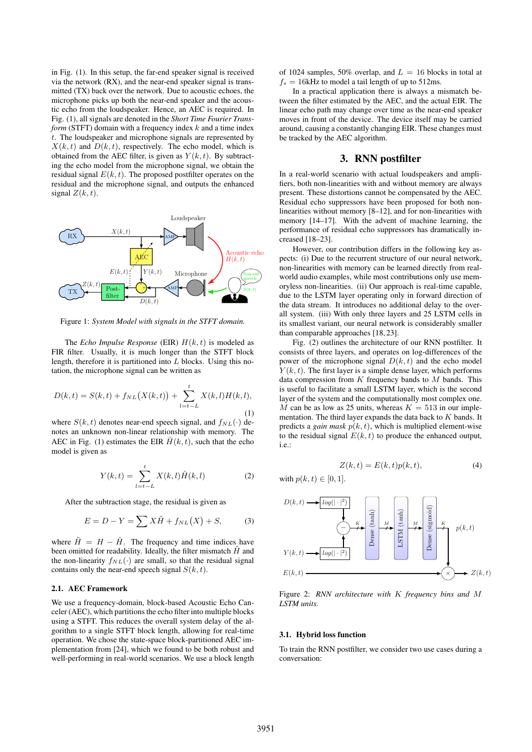in Fig. (1). In this setup, the far-end speaker signal is received via the network (RX), and the near-end speaker signal is transmitted (TX) back over the network. Due to acoustic echoes, the microphone picks up both the near-end speaker and the acoustic echo from the loudspeaker. Hence, an AEC is required. In Fig. (1), all signals are denoted in the *Short Time Fourier Transform* (STFT) domain with a frequency index $k$ and a time index $t$. The loudspeaker and microphone signals are represented by $X(k,t)$ and $D(k,t)$, respectively. The echo model, which is obtained from the AEC filter, is given as $Y(k,t)$. By subtracting the echo model from the microphone signal, we obtain the residual signal $E(k,t)$. The proposed postfilter operates on the residual and the microphone signal, and outputs the enhanced signal $Z(k,t)$.

Figure 1: *System Model with signals in the STFT domain.*

The *Echo Impulse Response* (EIR) $H(k,t)$ is modeled as FIR filter. Usually, it is much longer than the STFT block length, therefore it is partitioned into $L$ blocks. Using this notation, the microphone signal can be written as

$$D(k,t) = S(k,t) + f_{NL}\big(X(k,t)\big) + \sum_{l=t-L}^{t} X(k,l)H(k,l), \tag{1}$$

where $S(k,t)$ denotes near-end speech signal, and $f_{NL}(\cdot)$ denotes an unknown non-linear relationship with memory. The AEC in Fig. (1) estimates the EIR $\hat{H}(k,t)$, such that the echo model is given as

$$Y(k,t) = \sum_{l=t-L}^{t} X(k,l)\hat{H}(k,l) \tag{2}$$

After the subtraction stage, the residual is given as

$$E = D - Y = \sum X\tilde{H} + f_{NL}\big(X\big) + S, \tag{3}$$

where $\tilde{H} = H - \hat{H}$. The frequency and time indices have been omitted for readability. Ideally, the filter mismatch $\tilde{H}$ and the non-linearity $f_{NL}(\cdot)$ are small, so that the residual signal contains only the near-end speech signal $S(k,t)$.

### 2.1. AEC Framework

We use a frequency-domain, block-based Acoustic Echo Canceler (AEC), which partitions the echo filter into multiple blocks using a STFT. This reduces the overall system delay of the algorithm to a single STFT block length, allowing for real-time operation. We chose the state-space block-partitioned AEC implementation from [24], which we found to be both robust and well-performing in real-world scenarios. We use a block length of 1024 samples, 50% overlap, and $L = 16$ blocks in total at $f_s = 16$kHz to model a tail length of up to 512ms.

In a practical application there is always a mismatch between the filter estimated by the AEC, and the actual EIR. The linear echo path may change over time as the near-end speaker moves in front of the device. The device itself may be carried around, causing a constantly changing EIR. These changes must be tracked by the AEC algorithm.

## 3. RNN postfilter

In a real-world scenario with actual loudspeakers and amplifiers, both non-linearities with and without memory are always present. These distortions cannot be compensated by the AEC. Residual echo suppressors have been proposed for both non-linearities without memory [8–12], and for non-linearities with memory [14–17]. With the advent of machine learning, the performance of residual echo suppressors has dramatically increased [18–23].

However, our contribution differs in the following key aspects: (i) Due to the recurrent structure of our neural network, non-linearities with memory can be learned directly from real-world audio examples, while most contributions only use memoryless non-linearities. (ii) Our approach is real-time capable, due to the LSTM layer operating only in forward direction of the data stream. It introduces no additional delay to the overall system. (iii) With only three layers and 25 LSTM cells in its smallest variant, our neural network is considerably smaller than comparable approaches [18, 23].

Fig. (2) outlines the architecture of our RNN postfilter. It consists of three layers, and operates on log-differences of the power of the microphone signal $D(k,t)$ and the echo model $Y(k,t)$. The first layer is a simple dense layer, which performs data compression from $K$ frequency bands to $M$ bands. This is useful to facilitate a small LSTM layer, which is the second layer of the system and the computationally most complex one. $M$ can be as low as 25 units, whereas $K = 513$ in our implementation. The third layer expands the data back to $K$ bands. It predicts a *gain mask* $p(k,t)$, which is multiplied element-wise to the residual signal $E(k,t)$ to produce the enhanced output, i.e.:

$$Z(k,t) = E(k,t)p(k,t), \tag{4}$$

with $p(k,t) \in [0,1]$.

Figure 2: *RNN architecture with $K$ frequency bins and $M$ LSTM units.*

### 3.1. Hybrid loss function

To train the RNN postfilter, we consider two use cases during a conversation: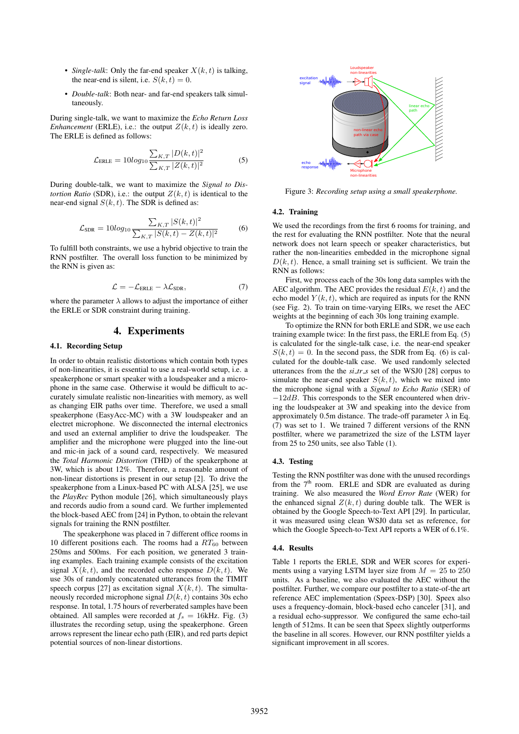- *Single-talk*: Only the far-end speaker $X(k,t)$ is talking, the near-end is silent, i.e. $S(k,t) = 0$.
- *Double-talk*: Both near- and far-end speakers talk simultaneously.

During single-talk, we want to maximize the *Echo Return Loss Enhancement* (ERLE), i.e.: the output $Z(k,t)$ is ideally zero. The ERLE is defined as follows:

$$\mathcal{L}_{\text{ERLE}} = 10log_{10} \frac{\sum_{K,T} |D(k,t)|^2}{\sum_{K,T} |Z(k,t)|^2} \tag{5}$$

During double-talk, we want to maximize the *Signal to Distortion Ratio* (SDR), i.e.: the output $Z(k,t)$ is identical to the near-end signal $S(k,t)$. The SDR is defined as:

$$\mathcal{L}_{\text{SDR}} = 10log_{10} \frac{\sum_{K,T} |S(k,t)|^2}{\sum_{K,T} |S(k,t) - Z(k,t)|^2} \tag{6}$$

To fulfill both constraints, we use a hybrid objective to train the RNN postfilter. The overall loss function to be minimized by the RNN is given as:

$$\mathcal{L} = -\mathcal{L}_{\text{ERLE}} - \lambda \mathcal{L}_{\text{SDR}}, \tag{7}$$

where the parameter $\lambda$ allows to adjust the importance of either the ERLE or SDR constraint during training.

# 4. Experiments

## 4.1. Recording Setup

In order to obtain realistic distortions which contain both types of non-linearities, it is essential to use a real-world setup, i.e. a speakerphone or smart speaker with a loudspeaker and a microphone in the same case. Otherwise it would be difficult to accurately simulate realistic non-linearities with memory, as well as changing EIR paths over time. Therefore, we used a small speakerphone (EasyAcc-MC) with a 3W loudspeaker and an electret microphone. We disconnected the internal electronics and used an external amplifier to drive the loudspeaker. The amplifier and the microphone were plugged into the line-out and mic-in jack of a sound card, respectively. We measured the *Total Harmonic Distortion* (THD) of the speakerphone at 3W, which is about 12%. Therefore, a reasonable amount of non-linear distortions is present in our setup [2]. To drive the speakerphone from a Linux-based PC with ALSA [25], we use the *PlayRec* Python module [26], which simultaneously plays and records audio from a sound card. We further implemented the block-based AEC from [24] in Python, to obtain the relevant signals for training the RNN postfilter.

The speakerphone was placed in 7 different office rooms in 10 different positions each. The rooms had a $RT_{60}$ between 250ms and 500ms. For each position, we generated 3 training examples. Each training example consists of the excitation signal $X(k,t)$, and the recorded echo response $D(k,t)$. We use 30s of randomly concatenated utterances from the TIMIT speech corpus [27] as excitation signal $X(k,t)$. The simultaneously recorded microphone signal $D(k,t)$ contains 30s echo response. In total, 1.75 hours of reverberated samples have been obtained. All samples were recorded at $f_s$ = 16kHz. Fig. (3) illustrates the recording setup, using the speakerphone. Green arrows represent the linear echo path (EIR), and red parts depict potential sources of non-linear distortions.

Figure 3: *Recording setup using a small speakerphone.*

## 4.2. Training

We used the recordings from the first 6 rooms for training, and the rest for evaluating the RNN postfilter. Note that the neural network does not learn speech or speaker characteristics, but rather the non-linearities embedded in the microphone signal $D(k,t)$. Hence, a small training set is sufficient. We train the RNN as follows:

First, we process each of the 30s long data samples with the AEC algorithm. The AEC provides the residual $E(k,t)$ and the echo model $Y(k,t)$, which are required as inputs for the RNN (see Fig. 2). To train on time-varying EIRs, we reset the AEC weights at the beginning of each 30s long training example.

To optimize the RNN for both ERLE and SDR, we use each training example twice: In the first pass, the ERLE from Eq. (5) is calculated for the single-talk case, i.e. the near-end speaker $S(k,t) = 0$. In the second pass, the SDR from Eq. (6) is calculated for the double-talk case. We used randomly selected utterances from the the *si_tr_s* set of the WSJ0 [28] corpus to simulate the near-end speaker $S(k,t)$, which we mixed into the microphone signal with a *Signal to Echo Ratio* (SER) of $-12dB$. This corresponds to the SER encountered when driving the loudspeaker at 3W and speaking into the device from approximately 0.5m distance. The trade-off parameter $\lambda$ in Eq. (7) was set to 1. We trained 7 different versions of the RNN postfilter, where we parametrized the size of the LSTM layer from 25 to 250 units, see also Table (1).

## 4.3. Testing

Testing the RNN postfilter was done with the unused recordings from the 7[th] room. ERLE and SDR are evaluated as during training. We also measured the *Word Error Rate* (WER) for the enhanced signal $Z(k,t)$ during double talk. The WER is obtained by the Google Speech-to-Text API [29]. In particular, it was measured using clean WSJ0 data set as reference, for which the Google Speech-to-Text API reports a WER of 6.1%.

## 4.4. Results

Table 1 reports the ERLE, SDR and WER scores for experiments using a varying LSTM layer size from $M$ = 25 to 250 units. As a baseline, we also evaluated the AEC without the postfilter. Further, we compare our postfilter to a state-of-the art reference AEC implementation (Speex-DSP) [30]. Speex also uses a frequency-domain, block-based echo canceler [31], and a residual echo-suppressor. We configured the same echo-tail length of 512ms. It can be seen that Speex slightly outperforms the baseline in all scores. However, our RNN postfilter yields a significant improvement in all scores.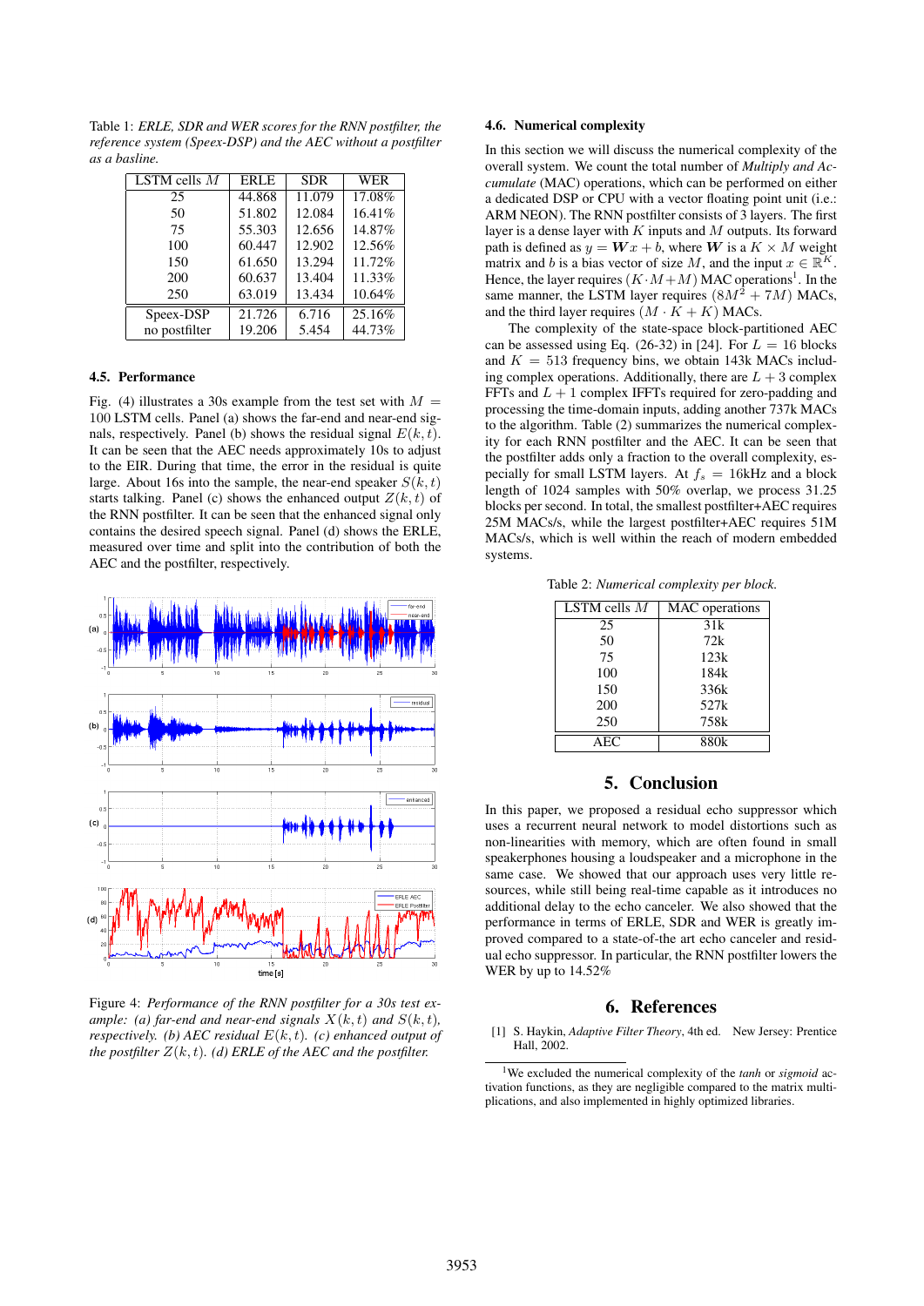Table 1: *ERLE, SDR and WER scores for the RNN postfilter, the reference system (Speex-DSP) and the AEC without a postfilter as a basline.*

| LSTM cells $M$ | ERLE | SDR | WER |
|---|---|---|---|
| 25 | 44.868 | 11.079 | 17.08% |
| 50 | 51.802 | 12.084 | 16.41% |
| 75 | 55.303 | 12.656 | 14.87% |
| 100 | 60.447 | 12.902 | 12.56% |
| 150 | 61.650 | 13.294 | 11.72% |
| 200 | 60.637 | 13.404 | 11.33% |
| 250 | 63.019 | 13.434 | 10.64% |
| Speex-DSP | 21.726 | 6.716 | 25.16% |
| no postfilter | 19.206 | 5.454 | 44.73% |

### 4.5. Performance

Fig. (4) illustrates a 30s example from the test set with $M = 100$ LSTM cells. Panel (a) shows the far-end and near-end signals, respectively. Panel (b) shows the residual signal $E(k,t)$. It can be seen that the AEC needs approximately 10s to adjust to the EIR. During that time, the error in the residual is quite large. About 16s into the sample, the near-end speaker $S(k,t)$ starts talking. Panel (c) shows the enhanced output $Z(k,t)$ of the RNN postfilter. It can be seen that the enhanced signal only contains the desired speech signal. Panel (d) shows the ERLE, measured over time and split into the contribution of both the AEC and the postfilter, respectively.

Figure 4: *Performance of the RNN postfilter for a 30s test example: (a) far-end and near-end signals $X(k,t)$ and $S(k,t)$, respectively. (b) AEC residual $E(k,t)$. (c) enhanced output of the postfilter $Z(k,t)$. (d) ERLE of the AEC and the postfilter.*

### 4.6. Numerical complexity

In this section we will discuss the numerical complexity of the overall system. We count the total number of *Multiply and Accumulate* (MAC) operations, which can be performed on either a dedicated DSP or CPU with a vector floating point unit (i.e.: ARM NEON). The RNN postfilter consists of 3 layers. The first layer is a dense layer with $K$ inputs and $M$ outputs. Its forward path is defined as $y = \boldsymbol{W}x + b$, where $\boldsymbol{W}$ is a $K \times M$ weight matrix and $b$ is a bias vector of size $M$, and the input $x \in \mathbb{R}^K$. Hence, the layer requires $(K \cdot M + M)$ MAC operations[1]. In the same manner, the LSTM layer requires $(8M^2 + 7M)$ MACs, and the third layer requires $(M \cdot K + K)$ MACs.

The complexity of the state-space block-partitioned AEC can be assessed using Eq. (26-32) in [24]. For $L = 16$ blocks and $K = 513$ frequency bins, we obtain 143k MACs including complex operations. Additionally, there are $L + 3$ complex FFTs and $L + 1$ complex IFFTs required for zero-padding and processing the time-domain inputs, adding another 737k MACs to the algorithm. Table (2) summarizes the numerical complexity for each RNN postfilter and the AEC. It can be seen that the postfilter adds only a fraction to the overall complexity, especially for small LSTM layers. At $f_s = 16$kHz and a block length of 1024 samples with 50% overlap, we process 31.25 blocks per second. In total, the smallest postfilter+AEC requires 25M MACs/s, while the largest postfilter+AEC requires 51M MACs/s, which is well within the reach of modern embedded systems.

Table 2: *Numerical complexity per block.*

| LSTM cells $M$ | MAC operations |
|---|---|
| 25 | 31k |
| 50 | 72k |
| 75 | 123k |
| 100 | 184k |
| 150 | 336k |
| 200 | 527k |
| 250 | 758k |
| AEC | 880k |

## 5. Conclusion

In this paper, we proposed a residual echo suppressor which uses a recurrent neural network to model distortions such as non-linearities with memory, which are often found in small speakerphones housing a loudspeaker and a microphone in the same case. We showed that our approach uses very little resources, while still being real-time capable as it introduces no additional delay to the echo canceler. We also showed that the performance in terms of ERLE, SDR and WER is greatly improved compared to a state-of-the art echo canceler and residual echo suppressor. In particular, the RNN postfilter lowers the WER by up to 14.52%

## 6. References

[1] S. Haykin, *Adaptive Filter Theory*, 4th ed. New Jersey: Prentice Hall, 2002.

[1] We excluded the numerical complexity of the *tanh* or *sigmoid* activation functions, as they are negligible compared to the matrix multiplications, and also implemented in highly optimized libraries.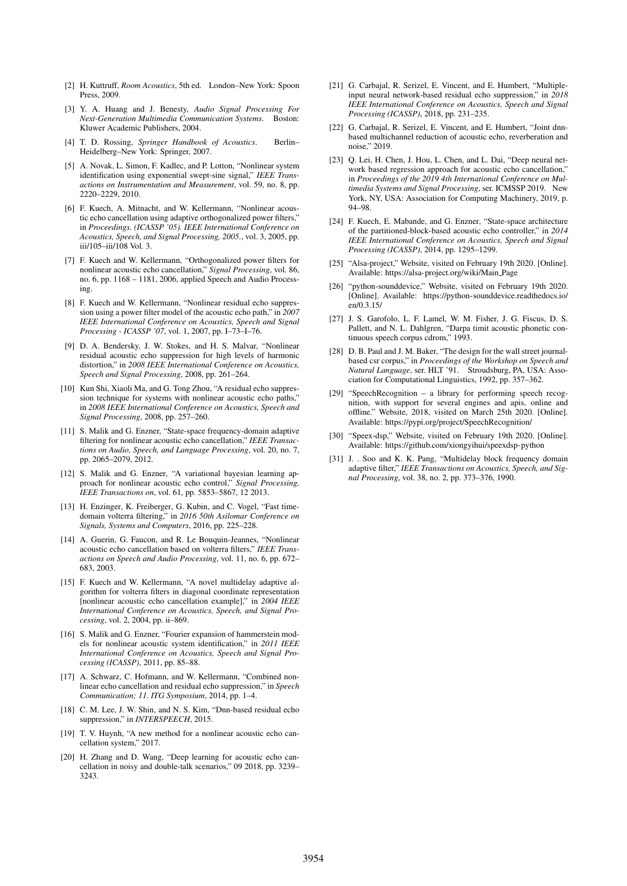[2] H. Kuttruff, *Room Acoustics*, 5th ed. London–New York: Spoon Press, 2009.

[3] Y. A. Huang and J. Benesty, *Audio Signal Processing For Next-Generation Multimedia Communication Systems*. Boston: Kluwer Academic Publishers, 2004.

[4] T. D. Rossing, *Springer Handbook of Acoustics*. Berlin–Heidelberg–New York: Springer, 2007.

[5] A. Novak, L. Simon, F. Kadlec, and P. Lotton, "Nonlinear system identification using exponential swept-sine signal," *IEEE Transactions on Instrumentation and Measurement*, vol. 59, no. 8, pp. 2220–2229, 2010.

[6] F. Kuech, A. Mitnacht, and W. Kellermann, "Nonlinear acoustic echo cancellation using adaptive orthogonalized power filters," in *Proceedings. (ICASSP '05). IEEE International Conference on Acoustics, Speech, and Signal Processing, 2005.*, vol. 3, 2005, pp. iii/105–iii/108 Vol. 3.

[7] F. Kuech and W. Kellermann, "Orthogonalized power filters for nonlinear acoustic echo cancellation," *Signal Processing*, vol. 86, no. 6, pp. 1168 – 1181, 2006, applied Speech and Audio Processing.

[8] F. Kuech and W. Kellermann, "Nonlinear residual echo suppression using a power filter model of the acoustic echo path," in *2007 IEEE International Conference on Acoustics, Speech and Signal Processing - ICASSP '07*, vol. 1, 2007, pp. I–73–I–76.

[9] D. A. Bendersky, J. W. Stokes, and H. S. Malvar, "Nonlinear residual acoustic echo suppression for high levels of harmonic distortion," in *2008 IEEE International Conference on Acoustics, Speech and Signal Processing*, 2008, pp. 261–264.

[10] Kun Shi, Xiaoli Ma, and G. Tong Zhou, "A residual echo suppression technique for systems with nonlinear acoustic echo paths," in *2008 IEEE International Conference on Acoustics, Speech and Signal Processing*, 2008, pp. 257–260.

[11] S. Malik and G. Enzner, "State-space frequency-domain adaptive filtering for nonlinear acoustic echo cancellation," *IEEE Transactions on Audio, Speech, and Language Processing*, vol. 20, no. 7, pp. 2065–2079, 2012.

[12] S. Malik and G. Enzner, "A variational bayesian learning approach for nonlinear acoustic echo control," *Signal Processing, IEEE Transactions on*, vol. 61, pp. 5853–5867, 12 2013.

[13] H. Enzinger, K. Freiberger, G. Kubin, and C. Vogel, "Fast time-domain volterra filtering," in *2016 50th Asilomar Conference on Signals, Systems and Computers*, 2016, pp. 225–228.

[14] A. Guerin, G. Faucon, and R. Le Bouquin-Jeannes, "Nonlinear acoustic echo cancellation based on volterra filters," *IEEE Transactions on Speech and Audio Processing*, vol. 11, no. 6, pp. 672–683, 2003.

[15] F. Kuech and W. Kellermann, "A novel multidelay adaptive algorithm for volterra filters in diagonal coordinate representation [nonlinear acoustic echo cancellation example]," in *2004 IEEE International Conference on Acoustics, Speech, and Signal Processing*, vol. 2, 2004, pp. ii–869.

[16] S. Malik and G. Enzner, "Fourier expansion of hammerstein models for nonlinear acoustic system identification," in *2011 IEEE International Conference on Acoustics, Speech and Signal Processing (ICASSP)*, 2011, pp. 85–88.

[17] A. Schwarz, C. Hofmann, and W. Kellermann, "Combined nonlinear echo cancellation and residual echo suppression," in *Speech Communication; 11. ITG Symposium*, 2014, pp. 1–4.

[18] C. M. Lee, J. W. Shin, and N. S. Kim, "Dnn-based residual echo suppression," in *INTERSPEECH*, 2015.

[19] T. V. Huynh, "A new method for a nonlinear acoustic echo cancellation system," 2017.

[20] H. Zhang and D. Wang, "Deep learning for acoustic echo cancellation in noisy and double-talk scenarios," 09 2018, pp. 3239–3243.

[21] G. Carbajal, R. Serizel, E. Vincent, and E. Humbert, "Multiple-input neural network-based residual echo suppression," in *2018 IEEE International Conference on Acoustics, Speech and Signal Processing (ICASSP)*, 2018, pp. 231–235.

[22] G. Carbajal, R. Serizel, E. Vincent, and E. Humbert, "Joint dnn-based multichannel reduction of acoustic echo, reverberation and noise," 2019.

[23] Q. Lei, H. Chen, J. Hou, L. Chen, and L. Dai, "Deep neural network based regression approach for acoustic echo cancellation," in *Proceedings of the 2019 4th International Conference on Multimedia Systems and Signal Processing*, ser. ICMSSP 2019. New York, NY, USA: Association for Computing Machinery, 2019, p. 94–98.

[24] F. Kuech, E. Mabande, and G. Enzner, "State-space architecture of the partitioned-block-based acoustic echo controller," in *2014 IEEE International Conference on Acoustics, Speech and Signal Processing (ICASSP)*, 2014, pp. 1295–1299.

[25] "Alsa-project," Website, visited on February 19th 2020. [Online]. Available: https://alsa-project.org/wiki/Main_Page

[26] "python-sounddevice," Website, visited on February 19th 2020. [Online]. Available: https://python-sounddevice.readthedocs.io/en/0.3.15/

[27] J. S. Garofolo, L. F. Lamel, W. M. Fisher, J. G. Fiscus, D. S. Pallett, and N. L. Dahlgren, "Darpa timit acoustic phonetic continuous speech corpus cdrom," 1993.

[28] D. B. Paul and J. M. Baker, "The design for the wall street journal-based csr corpus," in *Proceedings of the Workshop on Speech and Natural Language*, ser. HLT '91. Stroudsburg, PA, USA: Association for Computational Linguistics, 1992, pp. 357–362.

[29] "SpeechRecognition – a library for performing speech recognition, with support for several engines and apis, online and offline." Website, 2018, visited on March 25th 2020. [Online]. Available: https://pypi.org/project/SpeechRecognition/

[30] "Speex-dsp," Website, visited on February 19th 2020. [Online]. Available: https://github.com/xiongyihui/speexdsp-python

[31] J. . Soo and K. K. Pang, "Multidelay block frequency domain adaptive filter," *IEEE Transactions on Acoustics, Speech, and Signal Processing*, vol. 38, no. 2, pp. 373–376, 1990.